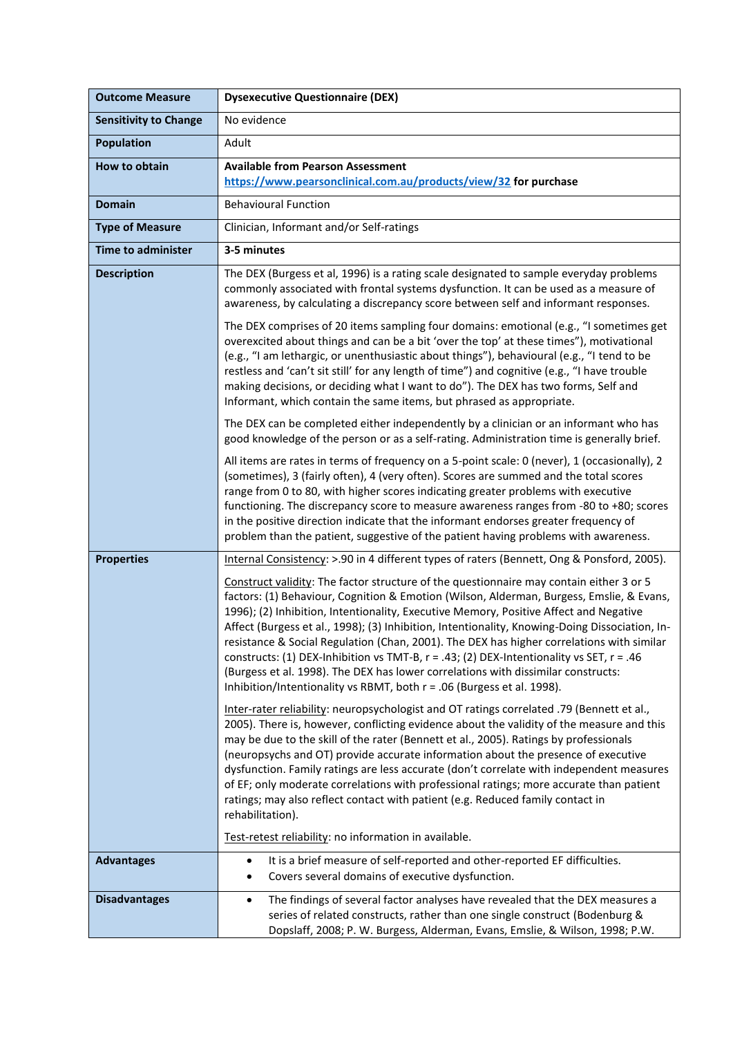| **Outcome Measure** | **Dysexecutive Questionnaire (DEX)** |
|---|---|
| **Sensitivity to Change** | No evidence |
| **Population** | Adult |
| **How to obtain** | **Available from Pearson Assessment** **https://www.pearsonclinical.com.au/products/view/32 for purchase** |
| **Domain** | Behavioural Function |
| **Type of Measure** | Clinician, Informant and/or Self-ratings |
| **Time to administer** | **3-5 minutes** |
| **Description** | The DEX (Burgess et al, 1996) is a rating scale designated to sample everyday problems commonly associated with frontal systems dysfunction. It can be used as a measure of awareness, by calculating a discrepancy score between self and informant responses.<br><br>The DEX comprises of 20 items sampling four domains: emotional (e.g., "I sometimes get overexcited about things and can be a bit 'over the top' at these times"), motivational (e.g., "I am lethargic, or unenthusiastic about things"), behavioural (e.g., "I tend to be restless and 'can't sit still' for any length of time") and cognitive (e.g., "I have trouble making decisions, or deciding what I want to do"). The DEX has two forms, Self and Informant, which contain the same items, but phrased as appropriate.<br><br>The DEX can be completed either independently by a clinician or an informant who has good knowledge of the person or as a self-rating. Administration time is generally brief.<br><br>All items are rates in terms of frequency on a 5-point scale: 0 (never), 1 (occasionally), 2 (sometimes), 3 (fairly often), 4 (very often). Scores are summed and the total scores range from 0 to 80, with higher scores indicating greater problems with executive functioning. The discrepancy score to measure awareness ranges from -80 to +80; scores in the positive direction indicate that the informant endorses greater frequency of problem than the patient, suggestive of the patient having problems with awareness. |
| **Properties** | Internal Consistency: >.90 in 4 different types of raters (Bennett, Ong & Ponsford, 2005).<br><br>Construct validity: The factor structure of the questionnaire may contain either 3 or 5 factors: (1) Behaviour, Cognition & Emotion (Wilson, Alderman, Burgess, Emslie, & Evans, 1996); (2) Inhibition, Intentionality, Executive Memory, Positive Affect and Negative Affect (Burgess et al., 1998); (3) Inhibition, Intentionality, Knowing-Doing Dissociation, In-resistance & Social Regulation (Chan, 2001). The DEX has higher correlations with similar constructs: (1) DEX-Inhibition vs TMT-B, r = .43; (2) DEX-Intentionality vs SET, r = .46 (Burgess et al. 1998). The DEX has lower correlations with dissimilar constructs: Inhibition/Intentionality vs RBMT, both r = .06 (Burgess et al. 1998).<br><br>Inter-rater reliability: neuropsychologist and OT ratings correlated .79 (Bennett et al., 2005). There is, however, conflicting evidence about the validity of the measure and this may be due to the skill of the rater (Bennett et al., 2005). Ratings by professionals (neuropsychs and OT) provide accurate information about the presence of executive dysfunction. Family ratings are less accurate (don't correlate with independent measures of EF; only moderate correlations with professional ratings; more accurate than patient ratings; may also reflect contact with patient (e.g. Reduced family contact in rehabilitation).<br><br>Test-retest reliability: no information in available. |
| **Advantages** | • It is a brief measure of self-reported and other-reported EF difficulties.<br>• Covers several domains of executive dysfunction. |
| **Disadvantages** | • The findings of several factor analyses have revealed that the DEX measures a series of related constructs, rather than one single construct (Bodenburg & Dopslaff, 2008; P. W. Burgess, Alderman, Evans, Emslie, & Wilson, 1998; P.W. |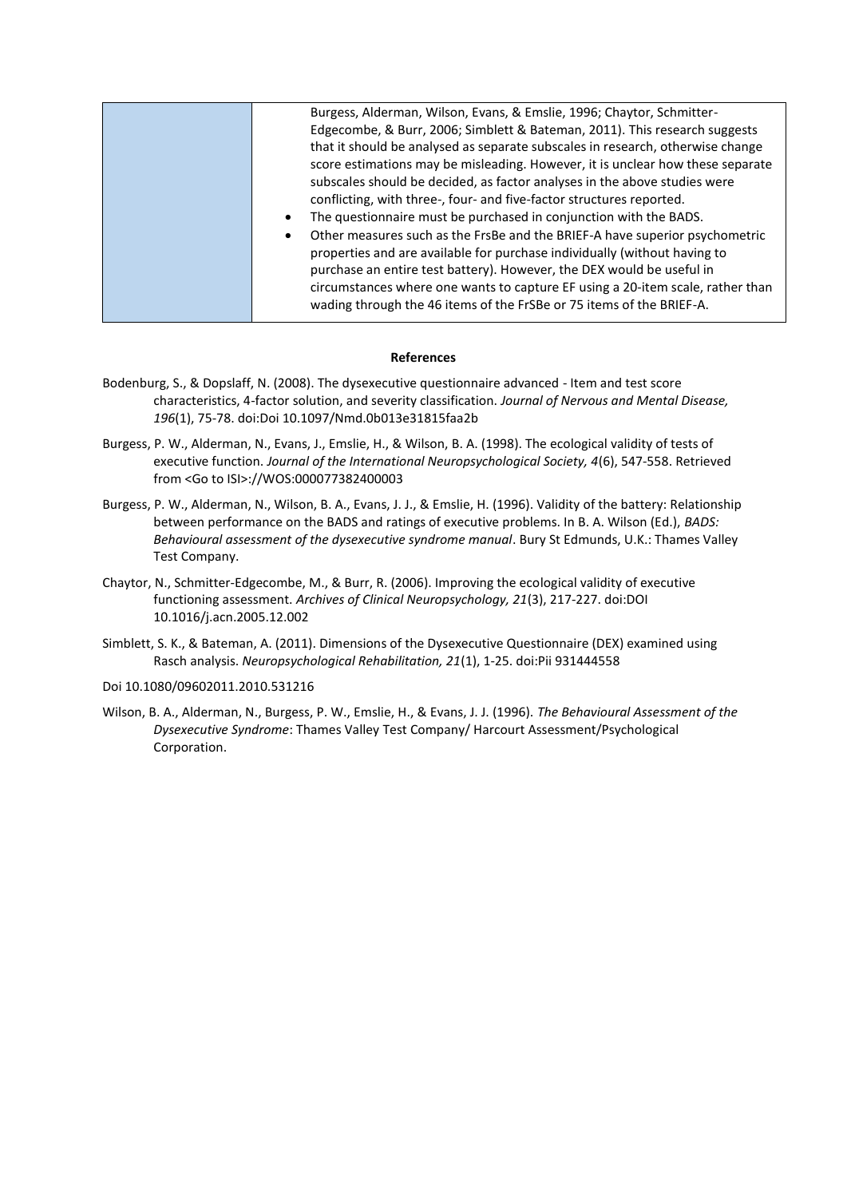| | |
|---|---|
| | Burgess, Alderman, Wilson, Evans, & Emslie, 1996; Chaytor, Schmitter-Edgecombe, & Burr, 2006; Simblett & Bateman, 2011). This research suggests that it should be analysed as separate subscales in research, otherwise change score estimations may be misleading. However, it is unclear how these separate subscales should be decided, as factor analyses in the above studies were conflicting, with three-, four- and five-factor structures reported.<br>• The questionnaire must be purchased in conjunction with the BADS.<br>• Other measures such as the FrsBe and the BRIEF-A have superior psychometric properties and are available for purchase individually (without having to purchase an entire test battery). However, the DEX would be useful in circumstances where one wants to capture EF using a 20-item scale, rather than wading through the 46 items of the FrSBe or 75 items of the BRIEF-A. |

**References**

Bodenburg, S., & Dopslaff, N. (2008). The dysexecutive questionnaire advanced - Item and test score characteristics, 4-factor solution, and severity classification. *Journal of Nervous and Mental Disease, 196*(1), 75-78. doi:Doi 10.1097/Nmd.0b013e31815faa2b

Burgess, P. W., Alderman, N., Evans, J., Emslie, H., & Wilson, B. A. (1998). The ecological validity of tests of executive function. *Journal of the International Neuropsychological Society, 4*(6), 547-558. Retrieved from <Go to ISI>://WOS:000077382400003

Burgess, P. W., Alderman, N., Wilson, B. A., Evans, J. J., & Emslie, H. (1996). Validity of the battery: Relationship between performance on the BADS and ratings of executive problems. In B. A. Wilson (Ed.), *BADS: Behavioural assessment of the dysexecutive syndrome manual*. Bury St Edmunds, U.K.: Thames Valley Test Company.

Chaytor, N., Schmitter-Edgecombe, M., & Burr, R. (2006). Improving the ecological validity of executive functioning assessment. *Archives of Clinical Neuropsychology, 21*(3), 217-227. doi:DOI 10.1016/j.acn.2005.12.002

Simblett, S. K., & Bateman, A. (2011). Dimensions of the Dysexecutive Questionnaire (DEX) examined using Rasch analysis. *Neuropsychological Rehabilitation, 21*(1), 1-25. doi:Pii 931444558

Doi 10.1080/09602011.2010.531216

Wilson, B. A., Alderman, N., Burgess, P. W., Emslie, H., & Evans, J. J. (1996). *The Behavioural Assessment of the Dysexecutive Syndrome*: Thames Valley Test Company/ Harcourt Assessment/Psychological Corporation.